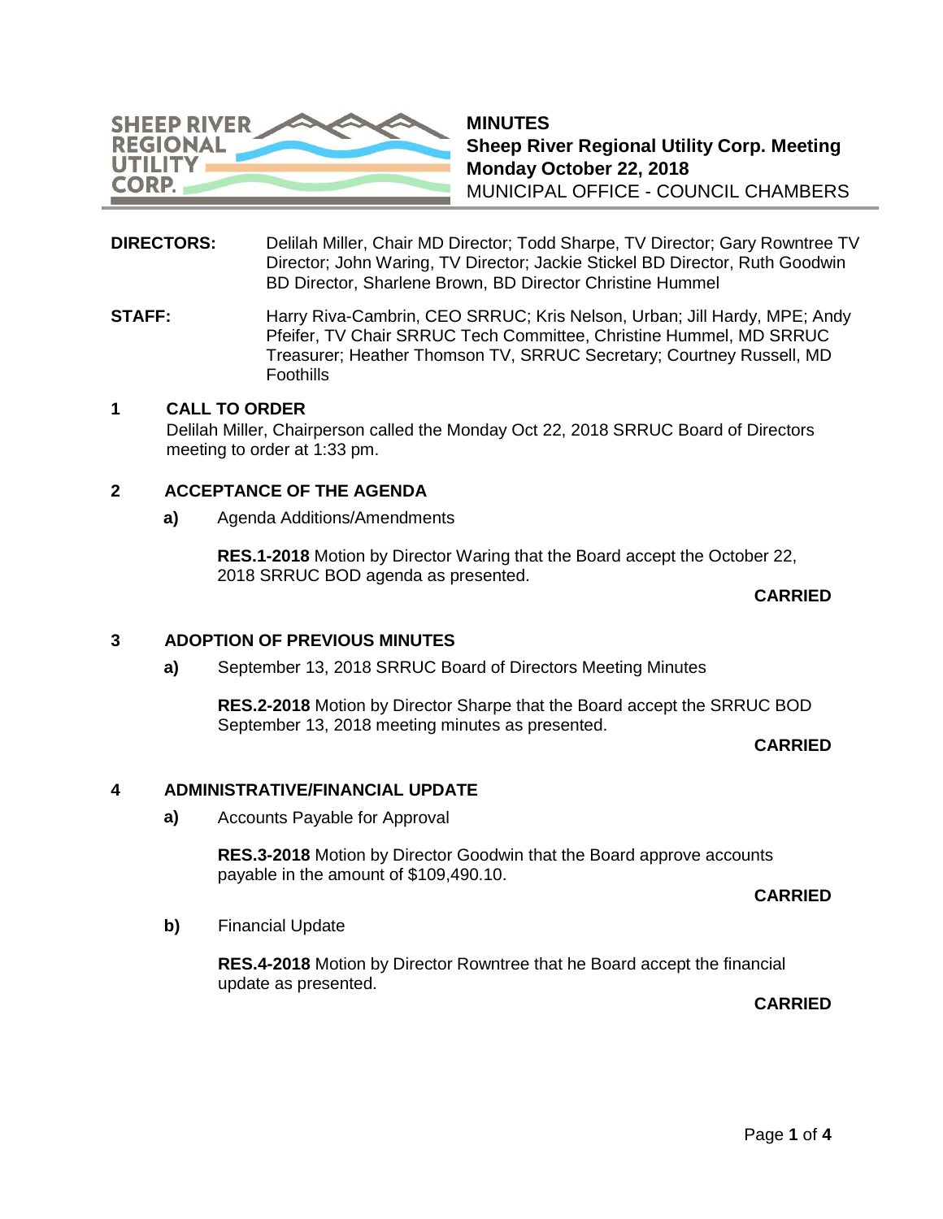**SHEEP RIVER REGIONAL UTILITY CORP.**

# MINUTES
**Sheep River Regional Utility Corp. Meeting**
**Monday October 22, 2018**
MUNICIPAL OFFICE - COUNCIL CHAMBERS

**DIRECTORS:** Delilah Miller, Chair MD Director; Todd Sharpe, TV Director; Gary Rowntree TV Director; John Waring, TV Director; Jackie Stickel BD Director, Ruth Goodwin BD Director, Sharlene Brown, BD Director Christine Hummel

**STAFF:** Harry Riva-Cambrin, CEO SRRUC; Kris Nelson, Urban; Jill Hardy, MPE; Andy Pfeifer, TV Chair SRRUC Tech Committee, Christine Hummel, MD SRRUC Treasurer; Heather Thomson TV, SRRUC Secretary; Courtney Russell, MD Foothills

## 1 CALL TO ORDER

Delilah Miller, Chairperson called the Monday Oct 22, 2018 SRRUC Board of Directors meeting to order at 1:33 pm.

## 2 ACCEPTANCE OF THE AGENDA

**a)** Agenda Additions/Amendments

**RES.1-2018** Motion by Director Waring that the Board accept the October 22, 2018 SRRUC BOD agenda as presented.

**CARRIED**

## 3 ADOPTION OF PREVIOUS MINUTES

**a)** September 13, 2018 SRRUC Board of Directors Meeting Minutes

**RES.2-2018** Motion by Director Sharpe that the Board accept the SRRUC BOD September 13, 2018 meeting minutes as presented.

**CARRIED**

## 4 ADMINISTRATIVE/FINANCIAL UPDATE

**a)** Accounts Payable for Approval

**RES.3-2018** Motion by Director Goodwin that the Board approve accounts payable in the amount of $109,490.10.

**CARRIED**

**b)** Financial Update

**RES.4-2018** Motion by Director Rowntree that he Board accept the financial update as presented.

**CARRIED**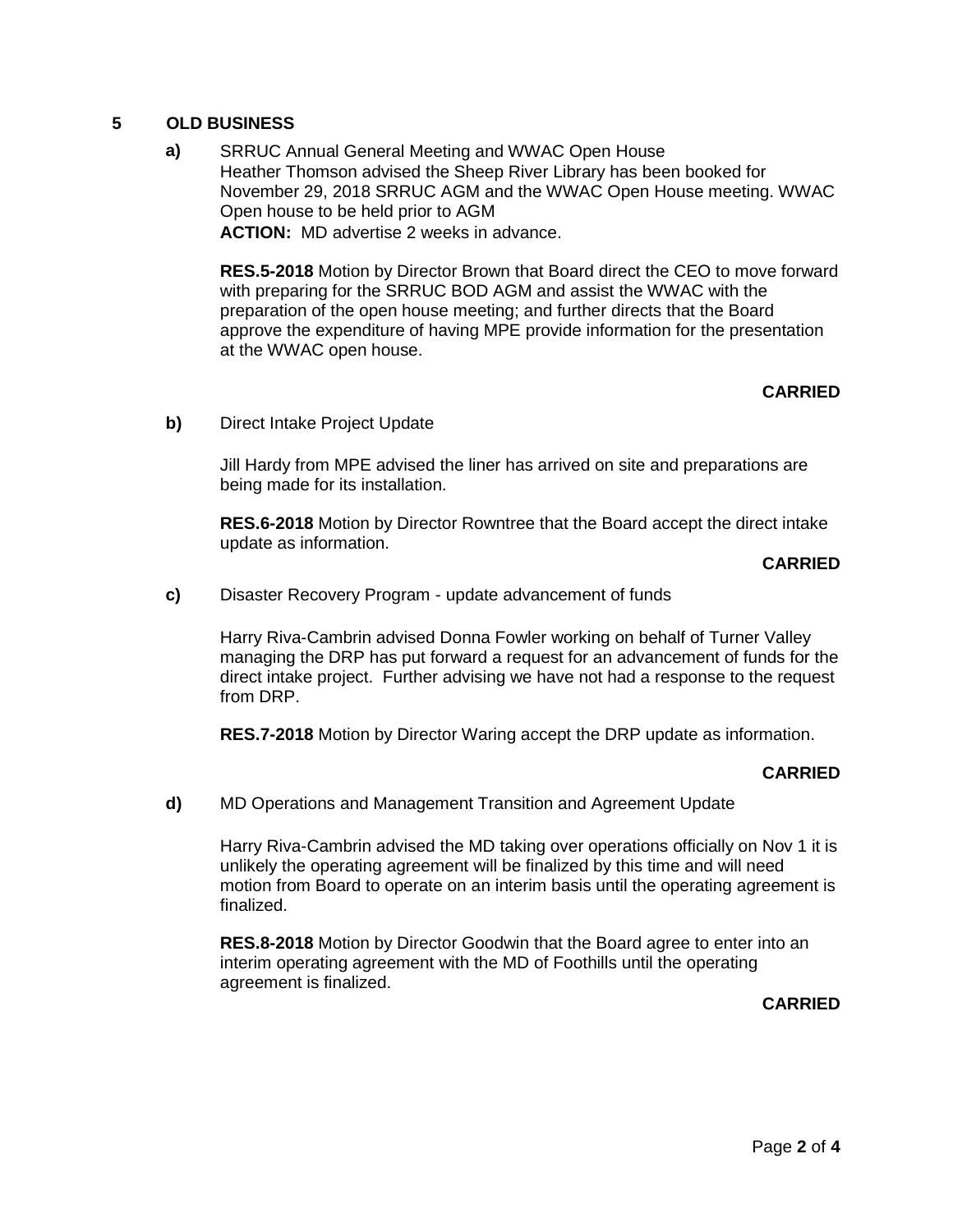## 5 OLD BUSINESS

**a)** SRRUC Annual General Meeting and WWAC Open House
Heather Thomson advised the Sheep River Library has been booked for November 29, 2018 SRRUC AGM and the WWAC Open House meeting. WWAC Open house to be held prior to AGM
**ACTION:** MD advertise 2 weeks in advance.

**RES.5-2018** Motion by Director Brown that Board direct the CEO to move forward with preparing for the SRRUC BOD AGM and assist the WWAC with the preparation of the open house meeting; and further directs that the Board approve the expenditure of having MPE provide information for the presentation at the WWAC open house.

**CARRIED**

**b)** Direct Intake Project Update

Jill Hardy from MPE advised the liner has arrived on site and preparations are being made for its installation.

**RES.6-2018** Motion by Director Rowntree that the Board accept the direct intake update as information.

**CARRIED**

**c)** Disaster Recovery Program - update advancement of funds

Harry Riva-Cambrin advised Donna Fowler working on behalf of Turner Valley managing the DRP has put forward a request for an advancement of funds for the direct intake project. Further advising we have not had a response to the request from DRP.

**RES.7-2018** Motion by Director Waring accept the DRP update as information.

**CARRIED**

**d)** MD Operations and Management Transition and Agreement Update

Harry Riva-Cambrin advised the MD taking over operations officially on Nov 1 it is unlikely the operating agreement will be finalized by this time and will need motion from Board to operate on an interim basis until the operating agreement is finalized.

**RES.8-2018** Motion by Director Goodwin that the Board agree to enter into an interim operating agreement with the MD of Foothills until the operating agreement is finalized.

**CARRIED**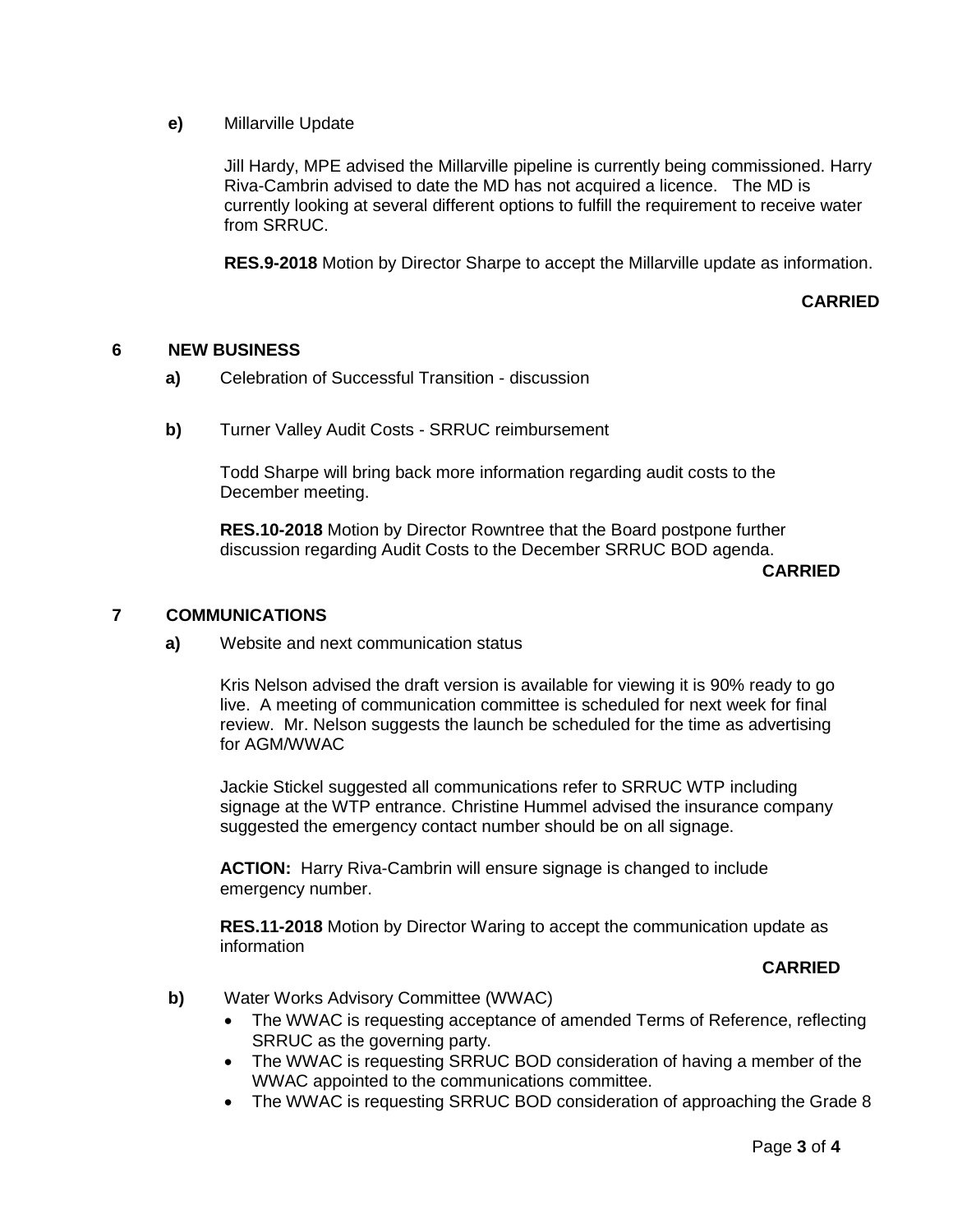**e)** Millarville Update

Jill Hardy, MPE advised the Millarville pipeline is currently being commissioned. Harry Riva-Cambrin advised to date the MD has not acquired a licence. The MD is currently looking at several different options to fulfill the requirement to receive water from SRRUC.

**RES.9-2018** Motion by Director Sharpe to accept the Millarville update as information.

**CARRIED**

## 6 NEW BUSINESS

**a)** Celebration of Successful Transition - discussion

**b)** Turner Valley Audit Costs - SRRUC reimbursement

Todd Sharpe will bring back more information regarding audit costs to the December meeting.

**RES.10-2018** Motion by Director Rowntree that the Board postpone further discussion regarding Audit Costs to the December SRRUC BOD agenda.

**CARRIED**

## 7 COMMUNICATIONS

**a)** Website and next communication status

Kris Nelson advised the draft version is available for viewing it is 90% ready to go live. A meeting of communication committee is scheduled for next week for final review. Mr. Nelson suggests the launch be scheduled for the time as advertising for AGM/WWAC

Jackie Stickel suggested all communications refer to SRRUC WTP including signage at the WTP entrance. Christine Hummel advised the insurance company suggested the emergency contact number should be on all signage.

**ACTION:** Harry Riva-Cambrin will ensure signage is changed to include emergency number.

**RES.11-2018** Motion by Director Waring to accept the communication update as information

**CARRIED**

**b)** Water Works Advisory Committee (WWAC)

- The WWAC is requesting acceptance of amended Terms of Reference, reflecting SRRUC as the governing party.
- The WWAC is requesting SRRUC BOD consideration of having a member of the WWAC appointed to the communications committee.
- The WWAC is requesting SRRUC BOD consideration of approaching the Grade 8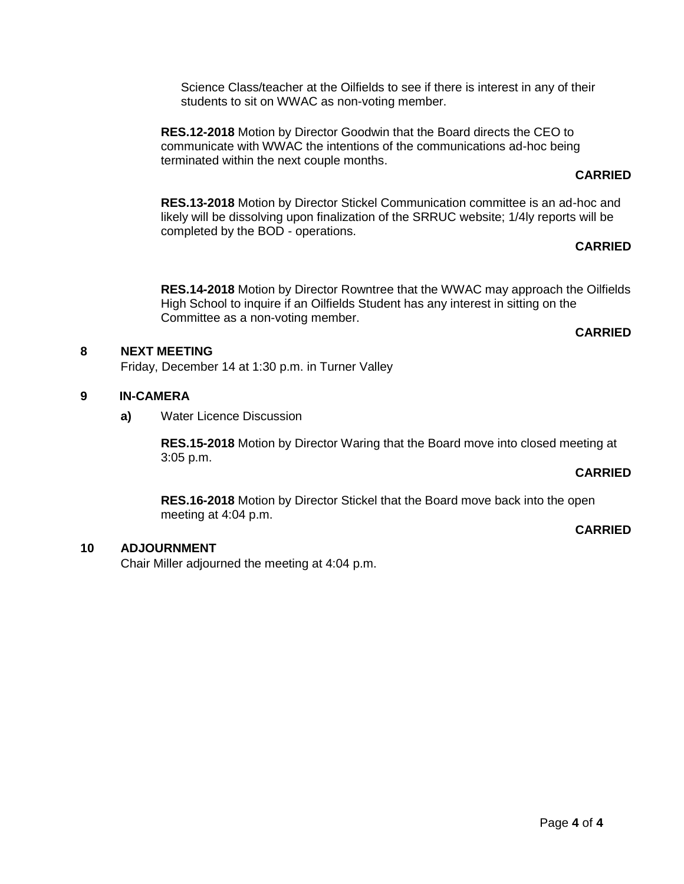Science Class/teacher at the Oilfields to see if there is interest in any of their students to sit on WWAC as non-voting member.

**RES.12-2018** Motion by Director Goodwin that the Board directs the CEO to communicate with WWAC the intentions of the communications ad-hoc being terminated within the next couple months.

**CARRIED**

**RES.13-2018** Motion by Director Stickel Communication committee is an ad-hoc and likely will be dissolving upon finalization of the SRRUC website; 1/4ly reports will be completed by the BOD - operations.

**CARRIED**

**RES.14-2018** Motion by Director Rowntree that the WWAC may approach the Oilfields High School to inquire if an Oilfields Student has any interest in sitting on the Committee as a non-voting member.

**CARRIED**

## 8 NEXT MEETING

Friday, December 14 at 1:30 p.m. in Turner Valley

## 9 IN-CAMERA

**a)** Water Licence Discussion

**RES.15-2018** Motion by Director Waring that the Board move into closed meeting at 3:05 p.m.

**CARRIED**

**RES.16-2018** Motion by Director Stickel that the Board move back into the open meeting at 4:04 p.m.

**CARRIED**

## 10 ADJOURNMENT

Chair Miller adjourned the meeting at 4:04 p.m.